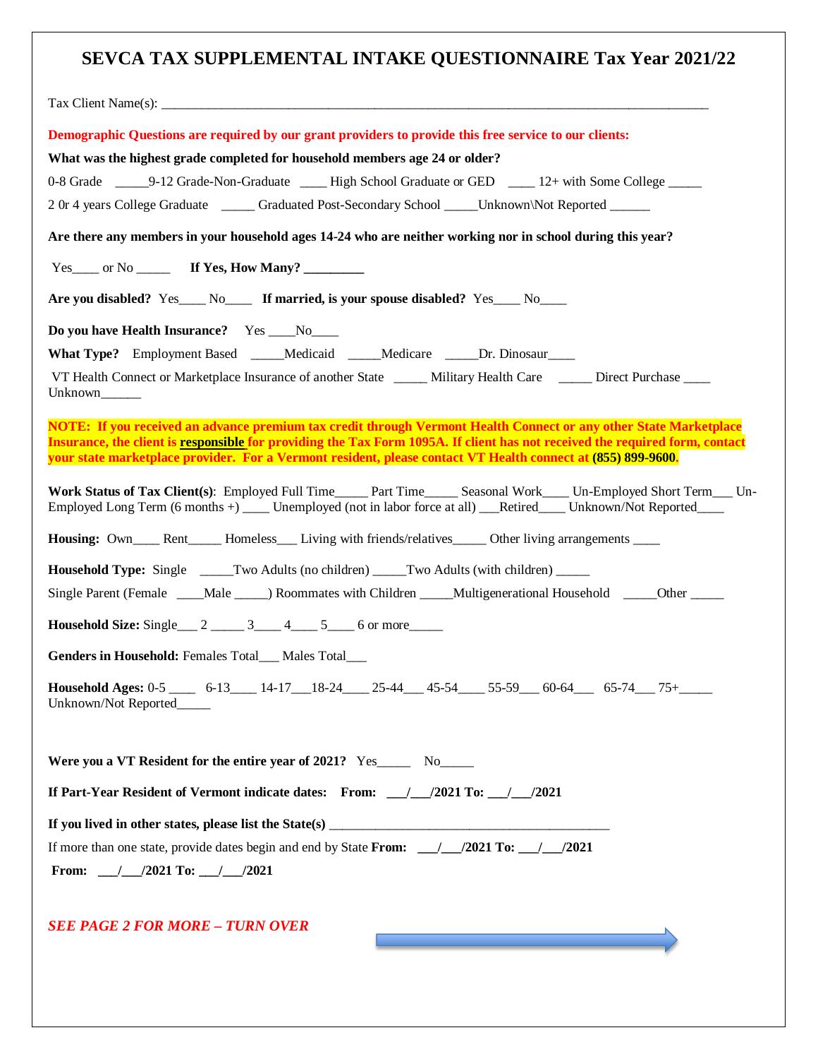# SEVCA TAX SUPPLEMENTAL INTAKE QUESTIONNAIRE Tax Year 2021/22

Tax Client Name(s): ___________________________________________________________________________________

**Demographic Questions are required by our grant providers to provide this free service to our clients:**

**What was the highest grade completed for household members age 24 or older?**

0-8 Grade _____9-12 Grade-Non-Graduate ____ High School Graduate or GED ____ 12+ with Some College _____

2 0r 4 years College Graduate _____ Graduated Post-Secondary School _____Unknown\Not Reported ______

**Are there any members in your household ages 14-24 who are neither working nor in school during this year?**

Yes____ or No _____ **If Yes, How Many? _________**

**Are you disabled?** Yes____ No____ **If married, is your spouse disabled?** Yes____ No____

**Do you have Health Insurance?** Yes ____No____

**What Type?** Employment Based _____Medicaid _____Medicare _____Dr. Dinosaur____

VT Health Connect or Marketplace Insurance of another State _____ Military Health Care _____ Direct Purchase ____ Unknown______

**NOTE: If you received an advance premium tax credit through Vermont Health Connect or any other State Marketplace Insurance, the client is responsible for providing the Tax Form 1095A. If client has not received the required form, contact your state marketplace provider. For a Vermont resident, please contact VT Health connect at (855) 899-9600.**

**Work Status of Tax Client(s)**: Employed Full Time_____ Part Time_____ Seasonal Work____ Un-Employed Short Term___ Un-Employed Long Term (6 months +) ____ Unemployed (not in labor force at all) ___Retired____ Unknown/Not Reported____

**Housing:** Own____ Rent_____ Homeless___ Living with friends/relatives_____ Other living arrangements ____

**Household Type:** Single _____Two Adults (no children) _____Two Adults (with children) _____

Single Parent (Female ____Male _____) Roommates with Children _____Multigenerational Household _____Other _____

**Household Size:** Single___ 2 _____ 3____ 4____ 5____ 6 or more_____

**Genders in Household:** Females Total___ Males Total___

**Household Ages:** 0-5 ____ 6-13____ 14-17___18-24____ 25-44___ 45-54____ 55-59___ 60-64___ 65-74___ 75+_____ Unknown/Not Reported_____

**Were you a VT Resident for the entire year of 2021?** Yes_____ No_____

**If Part-Year Resident of Vermont indicate dates: From: ___/___/2021 To: ___/___/2021**

**If you lived in other states, please list the State(s)** ____________________________________________

If more than one state, provide dates begin and end by State **From: ___/___/2021 To: ___/___/2021**

**From: ___/___/2021 To: ___/___/2021**

***SEE PAGE 2 FOR MORE – TURN OVER***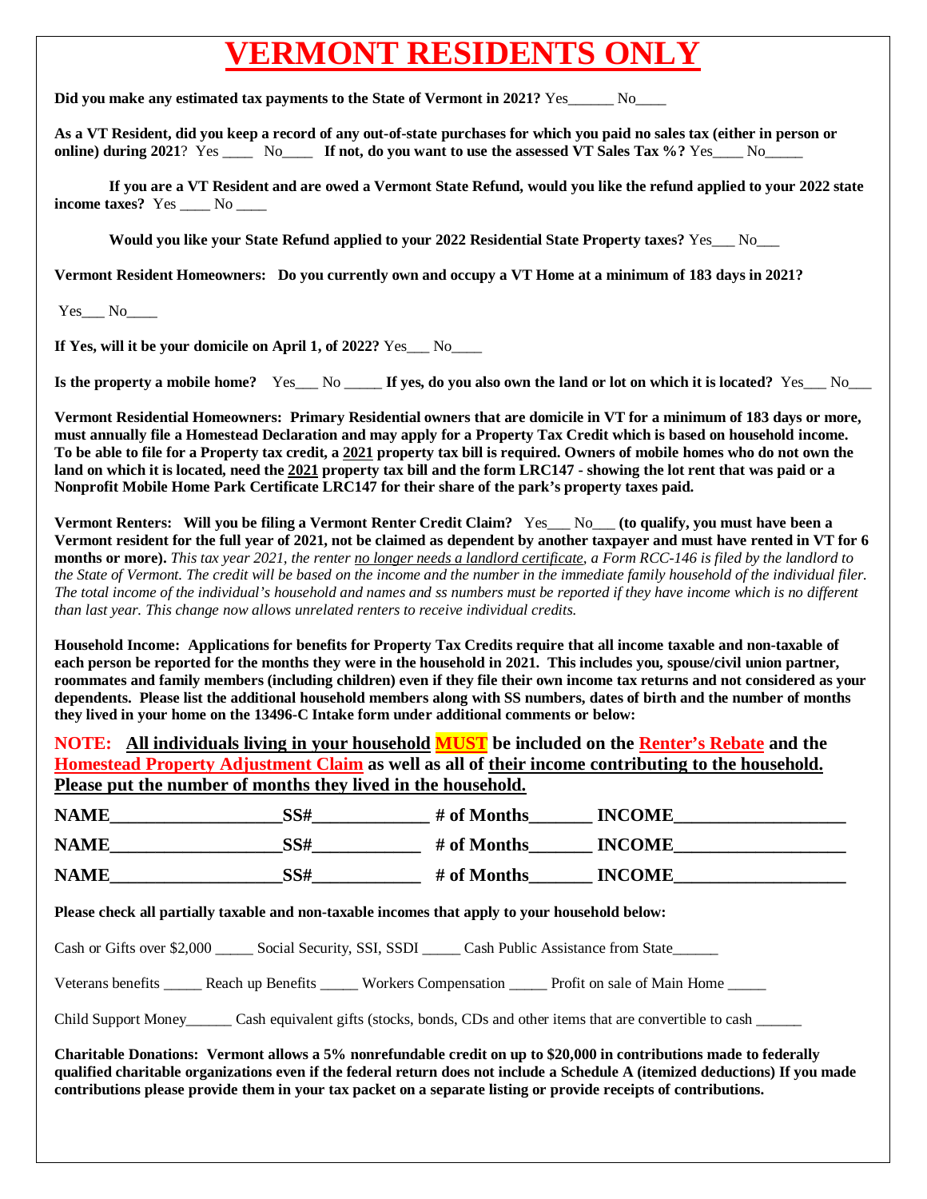# VERMONT RESIDENTS ONLY

**Did you make any estimated tax payments to the State of Vermont in 2021?** Yes______ No____

**As a VT Resident, did you keep a record of any out-of-state purchases for which you paid no sales tax (either in person or online) during 2021**? Yes ____ No____ **If not, do you want to use the assessed VT Sales Tax %?** Yes____ No_____

**If you are a VT Resident and are owed a Vermont State Refund, would you like the refund applied to your 2022 state income taxes?** Yes ____ No ____

**Would you like your State Refund applied to your 2022 Residential State Property taxes?** Yes___ No___

**Vermont Resident Homeowners: Do you currently own and occupy a VT Home at a minimum of 183 days in 2021?**

Yes___ No____

**If Yes, will it be your domicile on April 1, of 2022?** Yes___ No____

**Is the property a mobile home?** Yes___ No _____ **If yes, do you also own the land or lot on which it is located?** Yes___ No___

**Vermont Residential Homeowners: Primary Residential owners that are domicile in VT for a minimum of 183 days or more, must annually file a Homestead Declaration and may apply for a Property Tax Credit which is based on household income. To be able to file for a Property tax credit, a 2021 property tax bill is required. Owners of mobile homes who do not own the land on which it is located, need the 2021 property tax bill and the form LRC147 - showing the lot rent that was paid or a Nonprofit Mobile Home Park Certificate LRC147 for their share of the park's property taxes paid.**

**Vermont Renters: Will you be filing a Vermont Renter Credit Claim?** Yes___ No___ **(to qualify, you must have been a Vermont resident for the full year of 2021, not be claimed as dependent by another taxpayer and must have rented in VT for 6 months or more).** *This tax year 2021, the renter no longer needs a landlord certificate, a Form RCC-146 is filed by the landlord to the State of Vermont. The credit will be based on the income and the number in the immediate family household of the individual filer. The total income of the individual's household and names and ss numbers must be reported if they have income which is no different than last year. This change now allows unrelated renters to receive individual credits.*

**Household Income: Applications for benefits for Property Tax Credits require that all income taxable and non-taxable of each person be reported for the months they were in the household in 2021. This includes you, spouse/civil union partner, roommates and family members (including children) even if they file their own income tax returns and not considered as your dependents. Please list the additional household members along with SS numbers, dates of birth and the number of months they lived in your home on the 13496-C Intake form under additional comments or below:**

**NOTE: All individuals living in your household MUST be included on the Renter's Rebate and the Homestead Property Adjustment Claim as well as all of their income contributing to the household. Please put the number of months they lived in the household.**

**NAME___________________SS#____________ # of Months_______ INCOME__________________**

**NAME___________________SS#____________ # of Months_______ INCOME__________________**

**NAME___________________SS#____________ # of Months_______ INCOME__________________**

**Please check all partially taxable and non-taxable incomes that apply to your household below:**

Cash or Gifts over $2,000 _____ Social Security, SSI, SSDI _____ Cash Public Assistance from State______

Veterans benefits _____ Reach up Benefits _____ Workers Compensation _____ Profit on sale of Main Home _____

Child Support Money______ Cash equivalent gifts (stocks, bonds, CDs and other items that are convertible to cash ______

**Charitable Donations: Vermont allows a 5% nonrefundable credit on up to $20,000 in contributions made to federally qualified charitable organizations even if the federal return does not include a Schedule A (itemized deductions) If you made contributions please provide them in your tax packet on a separate listing or provide receipts of contributions.**